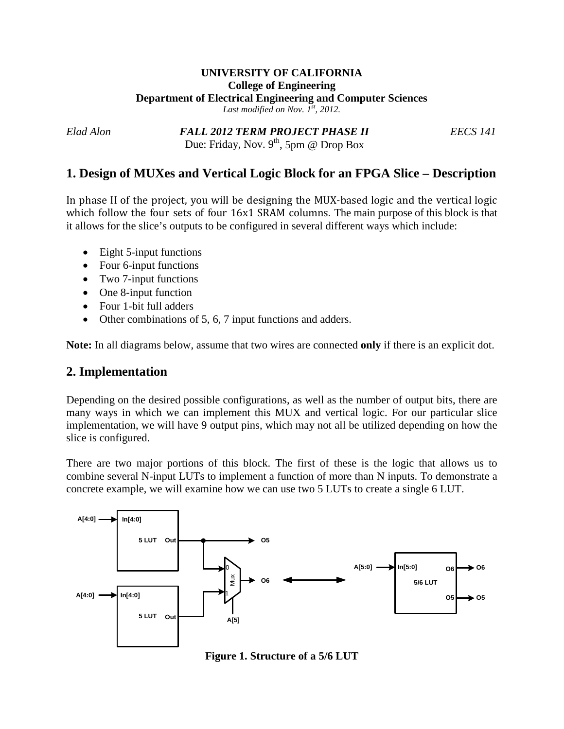**UNIVERSITY OF CALIFORNIA**
**College of Engineering**
**Department of Electrical Engineering and Computer Sciences**
*Last modified on Nov. 1st, 2012.*

*Elad Alon* | ***FALL 2012 TERM PROJECT PHASE II*** | *EECS 141*

Due: Friday, Nov. 9th, 5pm @ Drop Box

## 1. Design of MUXes and Vertical Logic Block for an FPGA Slice – Description

In phase II of the project, you will be designing the MUX-based logic and the vertical logic which follow the four sets of four 16x1 SRAM columns. The main purpose of this block is that it allows for the slice's outputs to be configured in several different ways which include:

- Eight 5-input functions
- Four 6-input functions
- Two 7-input functions
- One 8-input function
- Four 1-bit full adders
- Other combinations of 5, 6, 7 input functions and adders.

**Note:** In all diagrams below, assume that two wires are connected **only** if there is an explicit dot.

## 2. Implementation

Depending on the desired possible configurations, as well as the number of output bits, there are many ways in which we can implement this MUX and vertical logic. For our particular slice implementation, we will have 9 output pins, which may not all be utilized depending on how the slice is configured.

There are two major portions of this block. The first of these is the logic that allows us to combine several N-input LUTs to implement a function of more than N inputs. To demonstrate a concrete example, we will examine how we can use two 5 LUTs to create a single 6 LUT.

**Figure 1. Structure of a 5/6 LUT**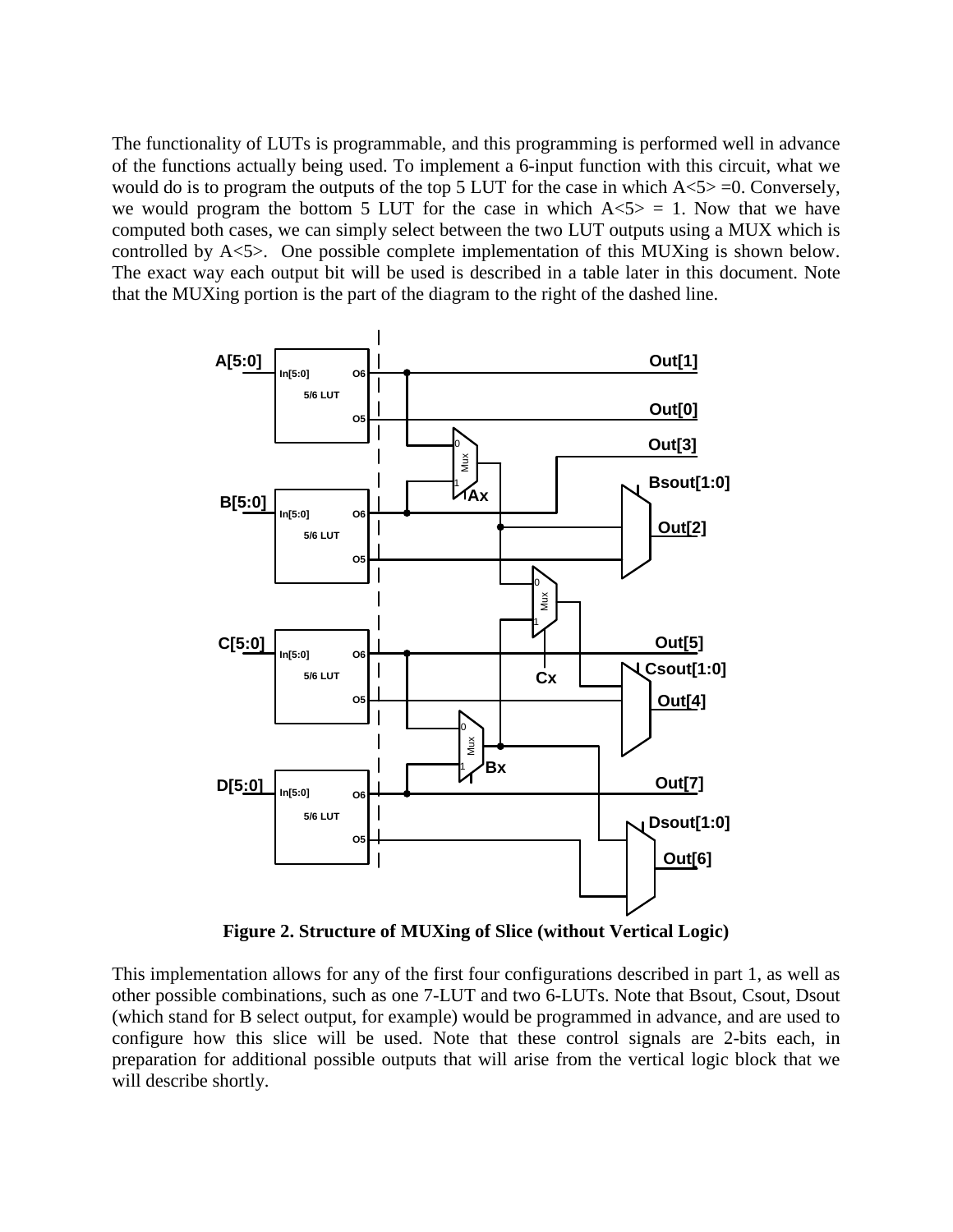The functionality of LUTs is programmable, and this programming is performed well in advance of the functions actually being used. To implement a 6-input function with this circuit, what we would do is to program the outputs of the top 5 LUT for the case in which A<5> =0. Conversely, we would program the bottom 5 LUT for the case in which A<5> = 1. Now that we have computed both cases, we can simply select between the two LUT outputs using a MUX which is controlled by A<5>. One possible complete implementation of this MUXing is shown below. The exact way each output bit will be used is described in a table later in this document. Note that the MUXing portion is the part of the diagram to the right of the dashed line.

**Figure 2. Structure of MUXing of Slice (without Vertical Logic)**

This implementation allows for any of the first four configurations described in part 1, as well as other possible combinations, such as one 7-LUT and two 6-LUTs. Note that Bsout, Csout, Dsout (which stand for B select output, for example) would be programmed in advance, and are used to configure how this slice will be used. Note that these control signals are 2-bits each, in preparation for additional possible outputs that will arise from the vertical logic block that we will describe shortly.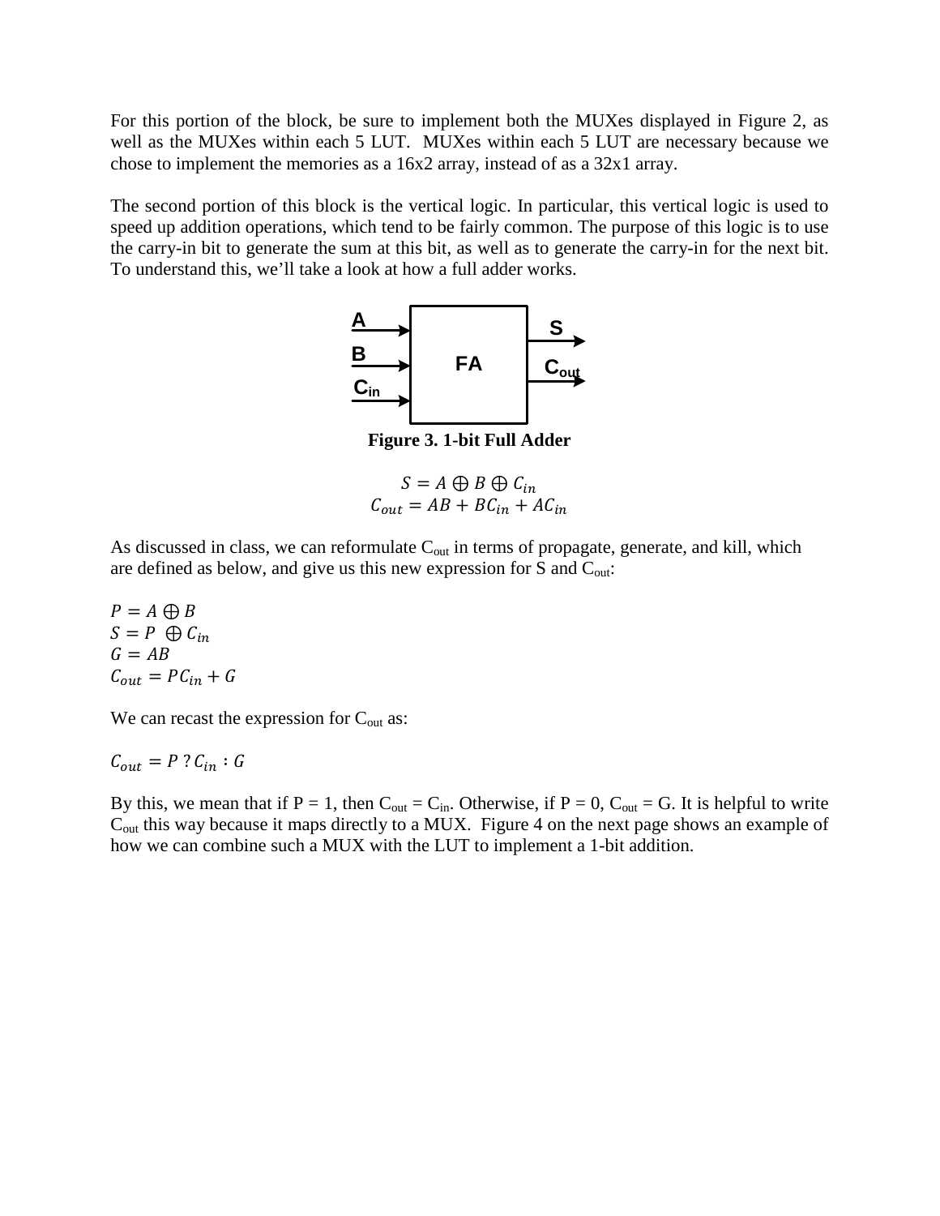For this portion of the block, be sure to implement both the MUXes displayed in Figure 2, as well as the MUXes within each 5 LUT. MUXes within each 5 LUT are necessary because we chose to implement the memories as a 16x2 array, instead of as a 32x1 array.

The second portion of this block is the vertical logic. In particular, this vertical logic is used to speed up addition operations, which tend to be fairly common. The purpose of this logic is to use the carry-in bit to generate the sum at this bit, as well as to generate the carry-in for the next bit. To understand this, we'll take a look at how a full adder works.

**Figure 3. 1-bit Full Adder**

$$S = A \oplus B \oplus C_{in}$$
$$C_{out} = AB + BC_{in} + AC_{in}$$

As discussed in class, we can reformulate $C_{out}$ in terms of propagate, generate, and kill, which are defined as below, and give us this new expression for S and $C_{out}$:

$P = A \oplus B$
$S = P \oplus C_{in}$
$G = AB$
$C_{out} = PC_{in} + G$

We can recast the expression for $C_{out}$ as:

$C_{out} = P \; ? \; C_{in} : G$

By this, we mean that if P = 1, then $C_{out} = C_{in}$. Otherwise, if P = 0, $C_{out}$ = G. It is helpful to write $C_{out}$ this way because it maps directly to a MUX. Figure 4 on the next page shows an example of how we can combine such a MUX with the LUT to implement a 1-bit addition.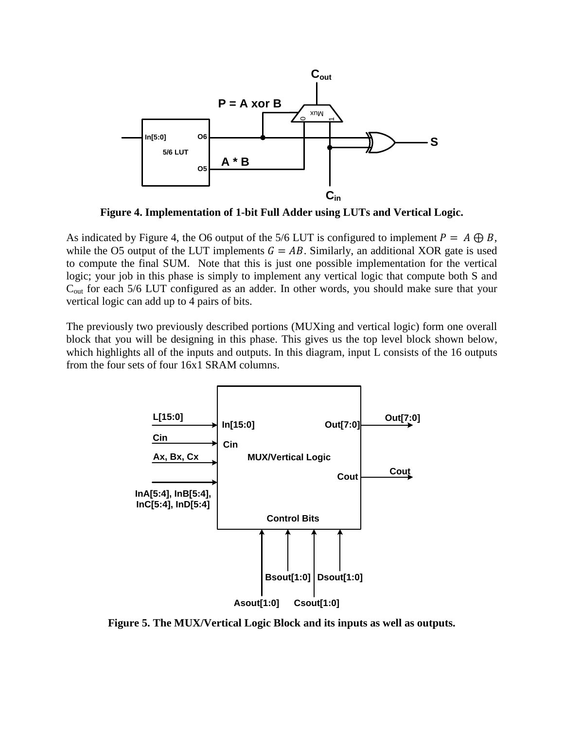**Figure 4. Implementation of 1-bit Full Adder using LUTs and Vertical Logic.**

As indicated by Figure 4, the O6 output of the 5/6 LUT is configured to implement $P = A \oplus B$, while the O5 output of the LUT implements $G = AB$. Similarly, an additional XOR gate is used to compute the final SUM. Note that this is just one possible implementation for the vertical logic; your job in this phase is simply to implement any vertical logic that compute both S and $C_{out}$ for each 5/6 LUT configured as an adder. In other words, you should make sure that your vertical logic can add up to 4 pairs of bits.

The previously two previously described portions (MUXing and vertical logic) form one overall block that you will be designing in this phase. This gives us the top level block shown below, which highlights all of the inputs and outputs. In this diagram, input L consists of the 16 outputs from the four sets of four 16x1 SRAM columns.

**Figure 5. The MUX/Vertical Logic Block and its inputs as well as outputs.**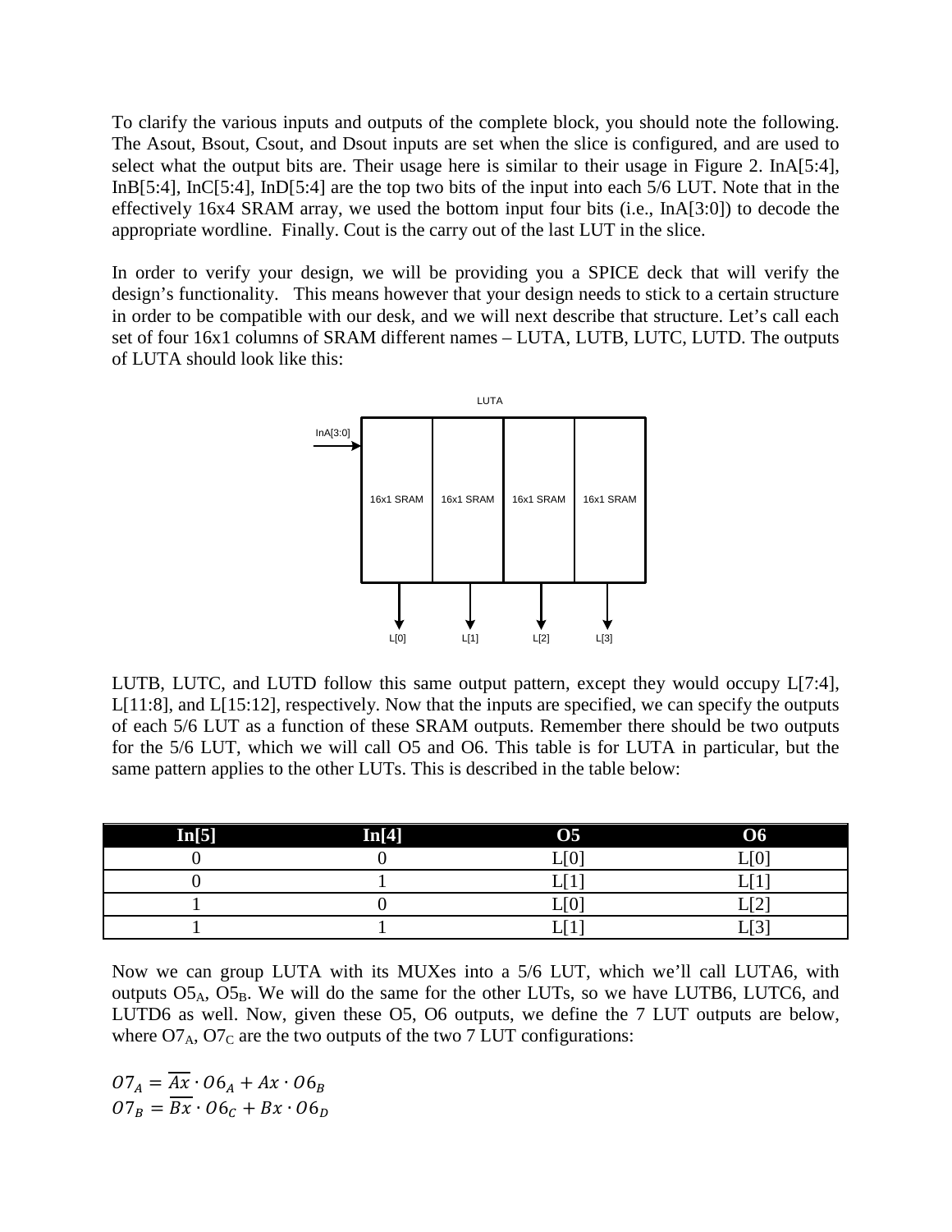To clarify the various inputs and outputs of the complete block, you should note the following. The Asout, Bsout, Csout, and Dsout inputs are set when the slice is configured, and are used to select what the output bits are. Their usage here is similar to their usage in Figure 2. InA[5:4], InB[5:4], InC[5:4], InD[5:4] are the top two bits of the input into each 5/6 LUT. Note that in the effectively 16x4 SRAM array, we used the bottom input four bits (i.e., InA[3:0]) to decode the appropriate wordline. Finally. Cout is the carry out of the last LUT in the slice.

In order to verify your design, we will be providing you a SPICE deck that will verify the design's functionality. This means however that your design needs to stick to a certain structure in order to be compatible with our desk, and we will next describe that structure. Let's call each set of four 16x1 columns of SRAM different names – LUTA, LUTB, LUTC, LUTD. The outputs of LUTA should look like this:

LUTA

InA[3:0]

16x1 SRAM | 16x1 SRAM | 16x1 SRAM | 16x1 SRAM

L[0] L[1] L[2] L[3]

LUTB, LUTC, and LUTD follow this same output pattern, except they would occupy L[7:4], L[11:8], and L[15:12], respectively. Now that the inputs are specified, we can specify the outputs of each 5/6 LUT as a function of these SRAM outputs. Remember there should be two outputs for the 5/6 LUT, which we will call O5 and O6. This table is for LUTA in particular, but the same pattern applies to the other LUTs. This is described in the table below:

| In[5] | In[4] | O5 | O6 |
|---|---|---|---|
| 0 | 0 | L[0] | L[0] |
| 0 | 1 | L[1] | L[1] |
| 1 | 0 | L[0] | L[2] |
| 1 | 1 | L[1] | L[3] |

Now we can group LUTA with its MUXes into a 5/6 LUT, which we'll call LUTA6, with outputs $O5_A$, $O5_B$. We will do the same for the other LUTs, so we have LUTB6, LUTC6, and LUTD6 as well. Now, given these O5, O6 outputs, we define the 7 LUT outputs are below, where $O7_A$, $O7_C$ are the two outputs of the two 7 LUT configurations:

$$O7_A = \overline{Ax} \cdot O6_A + Ax \cdot O6_B$$
$$O7_B = \overline{Bx} \cdot O6_C + Bx \cdot O6_D$$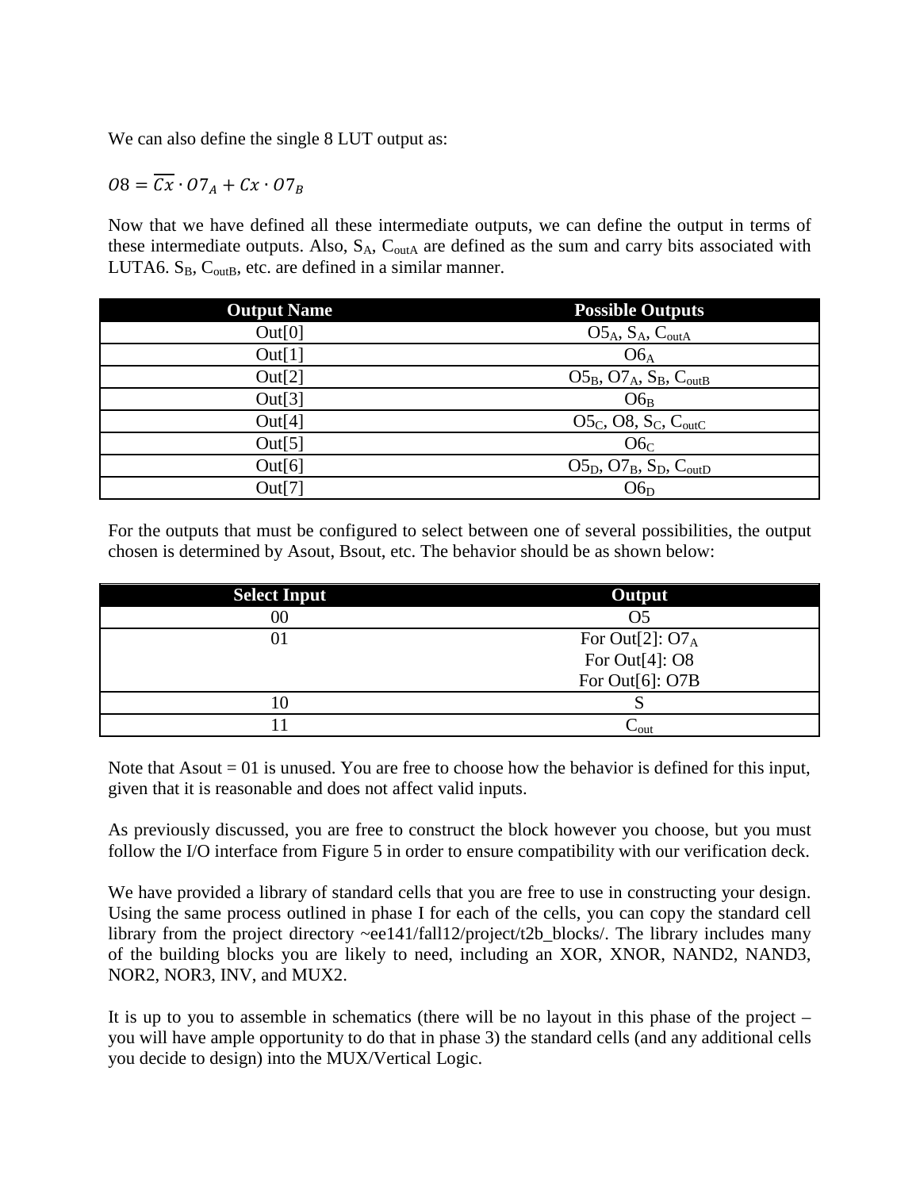We can also define the single 8 LUT output as:

$$O8 = \overline{Cx} \cdot O7_A + Cx \cdot O7_B$$

Now that we have defined all these intermediate outputs, we can define the output in terms of these intermediate outputs. Also, $S_A$, $C_{outA}$ are defined as the sum and carry bits associated with LUTA6. $S_B$, $C_{outB}$, etc. are defined in a similar manner.

| Output Name | Possible Outputs |
|---|---|
| Out[0] | $O5_A$, $S_A$, $C_{outA}$ |
| Out[1] | $O6_A$ |
| Out[2] | $O5_B$, $O7_A$, $S_B$, $C_{outB}$ |
| Out[3] | $O6_B$ |
| Out[4] | $O5_C$, O8, $S_C$, $C_{outC}$ |
| Out[5] | $O6_C$ |
| Out[6] | $O5_D$, $O7_B$, $S_D$, $C_{outD}$ |
| Out[7] | $O6_D$ |

For the outputs that must be configured to select between one of several possibilities, the output chosen is determined by Asout, Bsout, etc. The behavior should be as shown below:

| Select Input | Output |
|---|---|
| 00 | O5 |
| 01 | For Out[2]: $O7_A$<br>For Out[4]: O8<br>For Out[6]: O7B |
| 10 | S |
| 11 | $C_{out}$ |

Note that Asout = 01 is unused. You are free to choose how the behavior is defined for this input, given that it is reasonable and does not affect valid inputs.

As previously discussed, you are free to construct the block however you choose, but you must follow the I/O interface from Figure 5 in order to ensure compatibility with our verification deck.

We have provided a library of standard cells that you are free to use in constructing your design. Using the same process outlined in phase I for each of the cells, you can copy the standard cell library from the project directory ~ee141/fall12/project/t2b_blocks/. The library includes many of the building blocks you are likely to need, including an XOR, XNOR, NAND2, NAND3, NOR2, NOR3, INV, and MUX2.

It is up to you to assemble in schematics (there will be no layout in this phase of the project – you will have ample opportunity to do that in phase 3) the standard cells (and any additional cells you decide to design) into the MUX/Vertical Logic.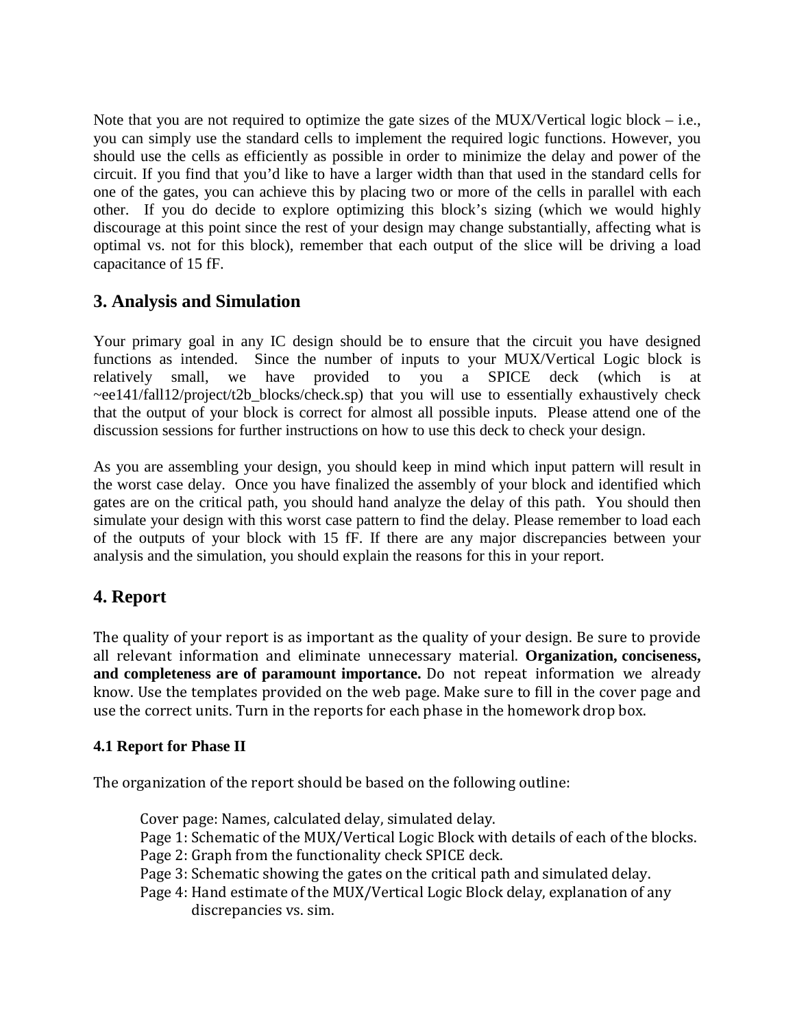Note that you are not required to optimize the gate sizes of the MUX/Vertical logic block – i.e., you can simply use the standard cells to implement the required logic functions. However, you should use the cells as efficiently as possible in order to minimize the delay and power of the circuit. If you find that you'd like to have a larger width than that used in the standard cells for one of the gates, you can achieve this by placing two or more of the cells in parallel with each other. If you do decide to explore optimizing this block's sizing (which we would highly discourage at this point since the rest of your design may change substantially, affecting what is optimal vs. not for this block), remember that each output of the slice will be driving a load capacitance of 15 fF.

## 3. Analysis and Simulation

Your primary goal in any IC design should be to ensure that the circuit you have designed functions as intended. Since the number of inputs to your MUX/Vertical Logic block is relatively small, we have provided to you a SPICE deck (which is at ~ee141/fall12/project/t2b_blocks/check.sp) that you will use to essentially exhaustively check that the output of your block is correct for almost all possible inputs. Please attend one of the discussion sessions for further instructions on how to use this deck to check your design.

As you are assembling your design, you should keep in mind which input pattern will result in the worst case delay. Once you have finalized the assembly of your block and identified which gates are on the critical path, you should hand analyze the delay of this path. You should then simulate your design with this worst case pattern to find the delay. Please remember to load each of the outputs of your block with 15 fF. If there are any major discrepancies between your analysis and the simulation, you should explain the reasons for this in your report.

## 4. Report

The quality of your report is as important as the quality of your design. Be sure to provide all relevant information and eliminate unnecessary material. **Organization, conciseness, and completeness are of paramount importance.** Do not repeat information we already know. Use the templates provided on the web page. Make sure to fill in the cover page and use the correct units. Turn in the reports for each phase in the homework drop box.

#### 4.1 Report for Phase II

The organization of the report should be based on the following outline:

Cover page: Names, calculated delay, simulated delay.
Page 1: Schematic of the MUX/Vertical Logic Block with details of each of the blocks.
Page 2: Graph from the functionality check SPICE deck.
Page 3: Schematic showing the gates on the critical path and simulated delay.
Page 4: Hand estimate of the MUX/Vertical Logic Block delay, explanation of any discrepancies vs. sim.